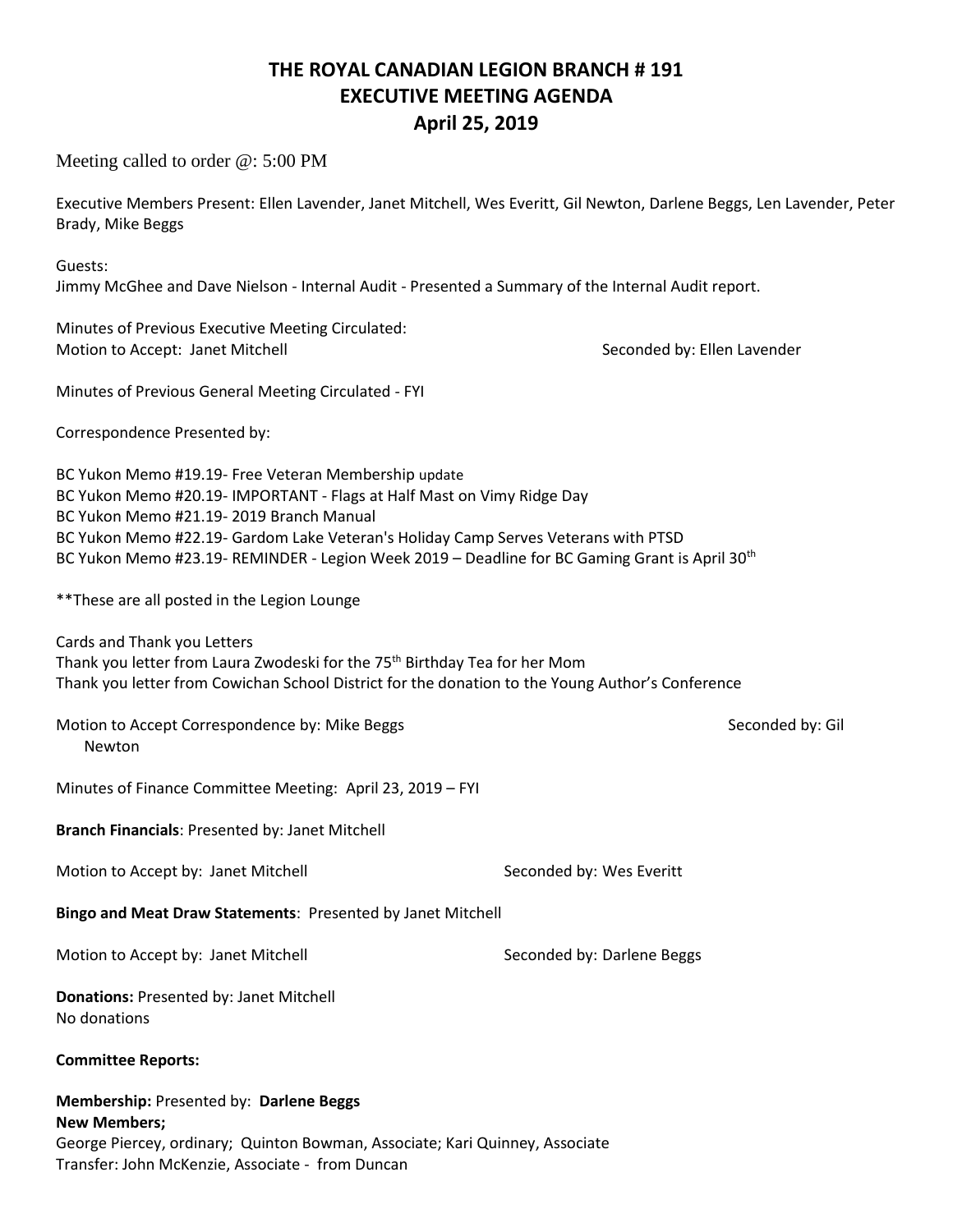# THE ROYAL CANADIAN LEGION BRANCH # 191
## EXECUTIVE MEETING AGENDA
## April 25, 2019

Meeting called to order @: 5:00 PM

Executive Members Present: Ellen Lavender, Janet Mitchell, Wes Everitt, Gil Newton, Darlene Beggs, Len Lavender, Peter Brady, Mike Beggs

Guests:
Jimmy McGhee and Dave Nielson - Internal Audit - Presented a Summary of the Internal Audit report.

Minutes of Previous Executive Meeting Circulated:
Motion to Accept: Janet Mitchell — Seconded by: Ellen Lavender

Minutes of Previous General Meeting Circulated - FYI

Correspondence Presented by:

BC Yukon Memo #19.19- Free Veteran Membership update
BC Yukon Memo #20.19- IMPORTANT - Flags at Half Mast on Vimy Ridge Day
BC Yukon Memo #21.19- 2019 Branch Manual
BC Yukon Memo #22.19- Gardom Lake Veteran's Holiday Camp Serves Veterans with PTSD
BC Yukon Memo #23.19- REMINDER - Legion Week 2019 – Deadline for BC Gaming Grant is April 30th

**These are all posted in the Legion Lounge

Cards and Thank you Letters
Thank you letter from Laura Zwodeski for the 75th Birthday Tea for her Mom
Thank you letter from Cowichan School District for the donation to the Young Author's Conference

Motion to Accept Correspondence by: Mike Beggs — Seconded by: Gil Newton

Minutes of Finance Committee Meeting: April 23, 2019 – FYI

**Branch Financials**: Presented by: Janet Mitchell

Motion to Accept by: Janet Mitchell — Seconded by: Wes Everitt

**Bingo and Meat Draw Statements**: Presented by Janet Mitchell

Motion to Accept by: Janet Mitchell — Seconded by: Darlene Beggs

**Donations:** Presented by: Janet Mitchell
No donations

**Committee Reports:**

**Membership:** Presented by: **Darlene Beggs**
**New Members;**
George Piercey, ordinary; Quinton Bowman, Associate; Kari Quinney, Associate
Transfer: John McKenzie, Associate - from Duncan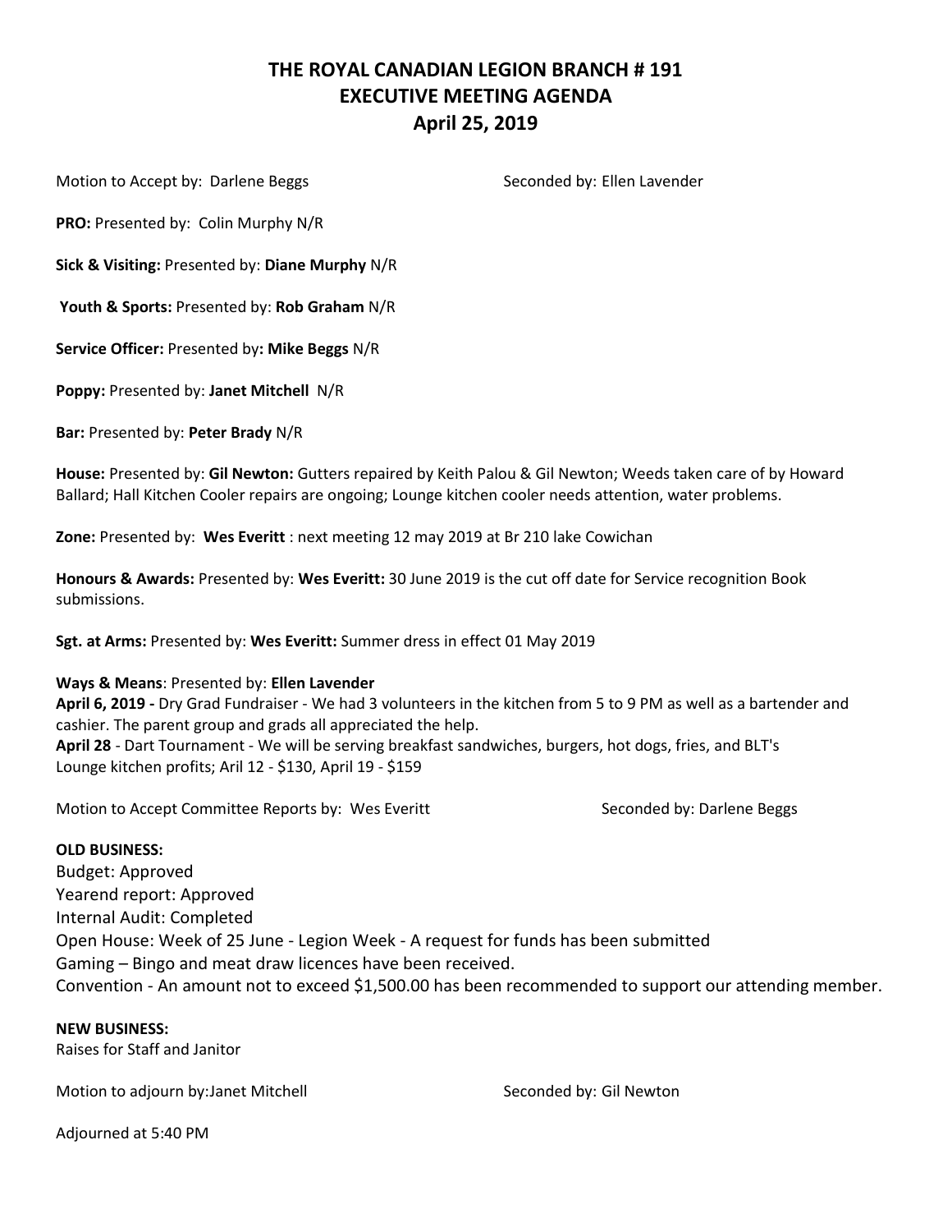# THE ROYAL CANADIAN LEGION BRANCH # 191
## EXECUTIVE MEETING AGENDA
## April 25, 2019

Motion to Accept by: Darlene Beggs Seconded by: Ellen Lavender

**PRO:** Presented by: Colin Murphy N/R

**Sick & Visiting:** Presented by: **Diane Murphy** N/R

**Youth & Sports:** Presented by: **Rob Graham** N/R

**Service Officer:** Presented by**: Mike Beggs** N/R

**Poppy:** Presented by: **Janet Mitchell** N/R

**Bar:** Presented by: **Peter Brady** N/R

**House:** Presented by: **Gil Newton:** Gutters repaired by Keith Palou & Gil Newton; Weeds taken care of by Howard Ballard; Hall Kitchen Cooler repairs are ongoing; Lounge kitchen cooler needs attention, water problems.

**Zone:** Presented by: **Wes Everitt** : next meeting 12 may 2019 at Br 210 lake Cowichan

**Honours & Awards:** Presented by: **Wes Everitt:** 30 June 2019 is the cut off date for Service recognition Book submissions.

**Sgt. at Arms:** Presented by: **Wes Everitt:** Summer dress in effect 01 May 2019

**Ways & Means**: Presented by: **Ellen Lavender**
**April 6, 2019 -** Dry Grad Fundraiser - We had 3 volunteers in the kitchen from 5 to 9 PM as well as a bartender and cashier. The parent group and grads all appreciated the help.
**April 28** - Dart Tournament - We will be serving breakfast sandwiches, burgers, hot dogs, fries, and BLT's
Lounge kitchen profits; Aril 12 - $130, April 19 - $159

Motion to Accept Committee Reports by: Wes Everitt Seconded by: Darlene Beggs

**OLD BUSINESS:**
Budget: Approved
Yearend report: Approved
Internal Audit: Completed
Open House: Week of 25 June - Legion Week - A request for funds has been submitted
Gaming – Bingo and meat draw licences have been received.
Convention - An amount not to exceed $1,500.00 has been recommended to support our attending member.

**NEW BUSINESS:**
Raises for Staff and Janitor

Motion to adjourn by:Janet Mitchell Seconded by: Gil Newton

Adjourned at 5:40 PM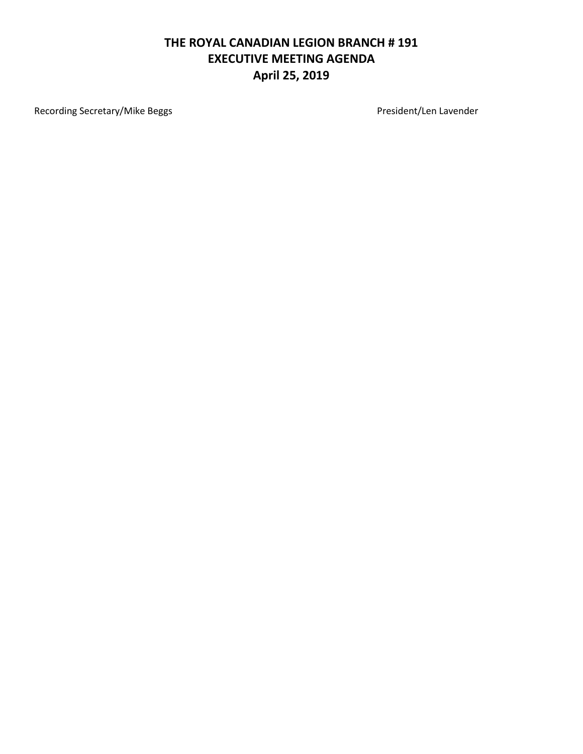# THE ROYAL CANADIAN LEGION BRANCH # 191
# EXECUTIVE MEETING AGENDA
# April 25, 2019

Recording Secretary/Mike Beggs

President/Len Lavender